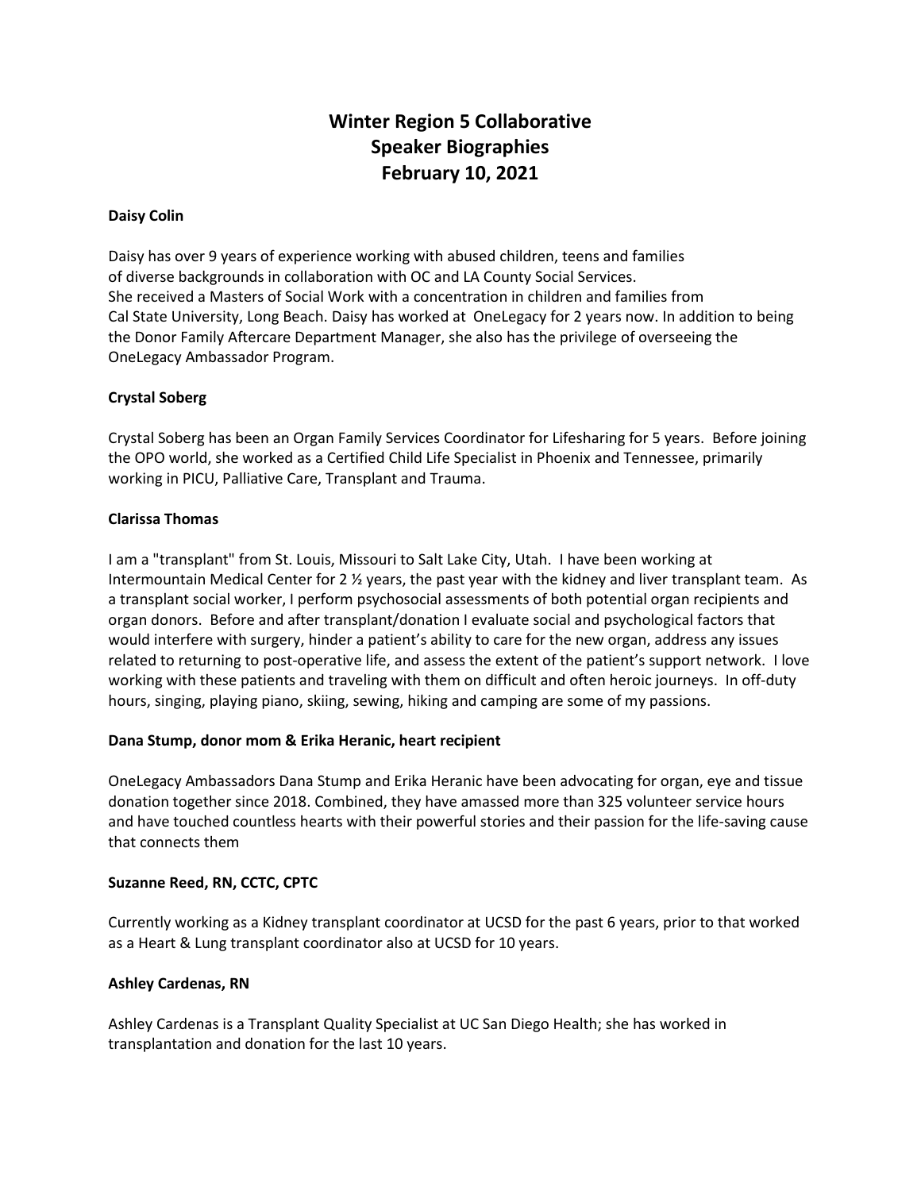# Winter Region 5 Collaborative
# Speaker Biographies
# February 10, 2021

**Daisy Colin**

Daisy has over 9 years of experience working with abused children, teens and families of diverse backgrounds in collaboration with OC and LA County Social Services. She received a Masters of Social Work with a concentration in children and families from Cal State University, Long Beach. Daisy has worked at OneLegacy for 2 years now. In addition to being the Donor Family Aftercare Department Manager, she also has the privilege of overseeing the OneLegacy Ambassador Program.

**Crystal Soberg**

Crystal Soberg has been an Organ Family Services Coordinator for Lifesharing for 5 years. Before joining the OPO world, she worked as a Certified Child Life Specialist in Phoenix and Tennessee, primarily working in PICU, Palliative Care, Transplant and Trauma.

**Clarissa Thomas**

I am a "transplant" from St. Louis, Missouri to Salt Lake City, Utah. I have been working at Intermountain Medical Center for 2 ½ years, the past year with the kidney and liver transplant team. As a transplant social worker, I perform psychosocial assessments of both potential organ recipients and organ donors. Before and after transplant/donation I evaluate social and psychological factors that would interfere with surgery, hinder a patient's ability to care for the new organ, address any issues related to returning to post-operative life, and assess the extent of the patient's support network. I love working with these patients and traveling with them on difficult and often heroic journeys. In off-duty hours, singing, playing piano, skiing, sewing, hiking and camping are some of my passions.

**Dana Stump, donor mom & Erika Heranic, heart recipient**

OneLegacy Ambassadors Dana Stump and Erika Heranic have been advocating for organ, eye and tissue donation together since 2018. Combined, they have amassed more than 325 volunteer service hours and have touched countless hearts with their powerful stories and their passion for the life-saving cause that connects them

**Suzanne Reed, RN, CCTC, CPTC**

Currently working as a Kidney transplant coordinator at UCSD for the past 6 years, prior to that worked as a Heart & Lung transplant coordinator also at UCSD for 10 years.

**Ashley Cardenas, RN**

Ashley Cardenas is a Transplant Quality Specialist at UC San Diego Health; she has worked in transplantation and donation for the last 10 years.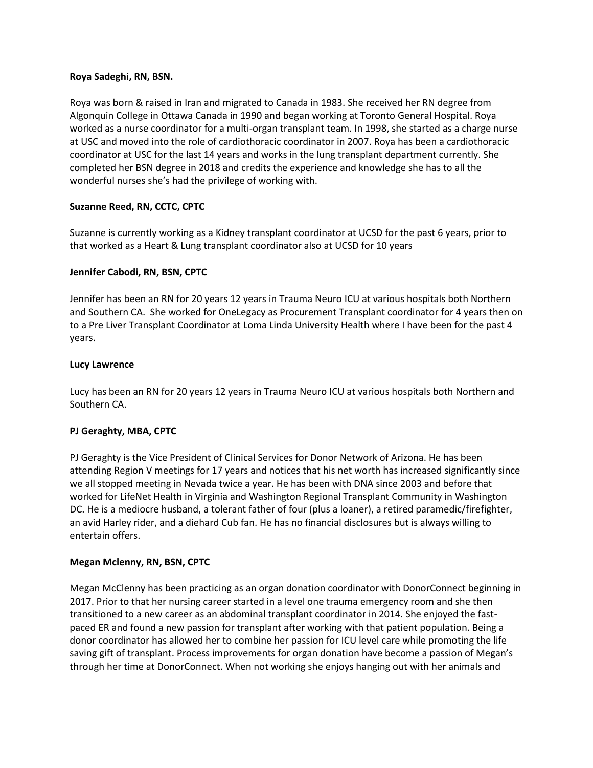**Roya Sadeghi, RN, BSN.**

Roya was born & raised in Iran and migrated to Canada in 1983. She received her RN degree from Algonquin College in Ottawa Canada in 1990 and began working at Toronto General Hospital. Roya worked as a nurse coordinator for a multi-organ transplant team. In 1998, she started as a charge nurse at USC and moved into the role of cardiothoracic coordinator in 2007. Roya has been a cardiothoracic coordinator at USC for the last 14 years and works in the lung transplant department currently. She completed her BSN degree in 2018 and credits the experience and knowledge she has to all the wonderful nurses she's had the privilege of working with.

**Suzanne Reed, RN, CCTC, CPTC**

Suzanne is currently working as a Kidney transplant coordinator at UCSD for the past 6 years, prior to that worked as a Heart & Lung transplant coordinator also at UCSD for 10 years

**Jennifer Cabodi, RN, BSN, CPTC**

Jennifer has been an RN for 20 years 12 years in Trauma Neuro ICU at various hospitals both Northern and Southern CA. She worked for OneLegacy as Procurement Transplant coordinator for 4 years then on to a Pre Liver Transplant Coordinator at Loma Linda University Health where I have been for the past 4 years.

**Lucy Lawrence**

Lucy has been an RN for 20 years 12 years in Trauma Neuro ICU at various hospitals both Northern and Southern CA.

**PJ Geraghty, MBA, CPTC**

PJ Geraghty is the Vice President of Clinical Services for Donor Network of Arizona. He has been attending Region V meetings for 17 years and notices that his net worth has increased significantly since we all stopped meeting in Nevada twice a year. He has been with DNA since 2003 and before that worked for LifeNet Health in Virginia and Washington Regional Transplant Community in Washington DC. He is a mediocre husband, a tolerant father of four (plus a loaner), a retired paramedic/firefighter, an avid Harley rider, and a diehard Cub fan. He has no financial disclosures but is always willing to entertain offers.

**Megan Mclenny, RN, BSN, CPTC**

Megan McClenny has been practicing as an organ donation coordinator with DonorConnect beginning in 2017. Prior to that her nursing career started in a level one trauma emergency room and she then transitioned to a new career as an abdominal transplant coordinator in 2014. She enjoyed the fast-paced ER and found a new passion for transplant after working with that patient population. Being a donor coordinator has allowed her to combine her passion for ICU level care while promoting the life saving gift of transplant. Process improvements for organ donation have become a passion of Megan's through her time at DonorConnect. When not working she enjoys hanging out with her animals and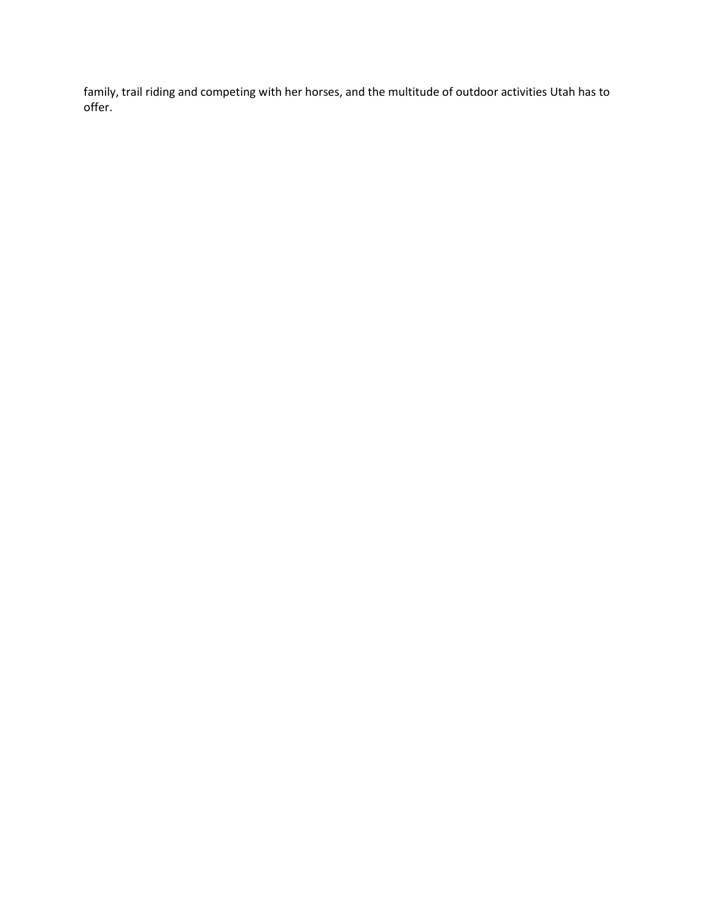family, trail riding and competing with her horses, and the multitude of outdoor activities Utah has to offer.